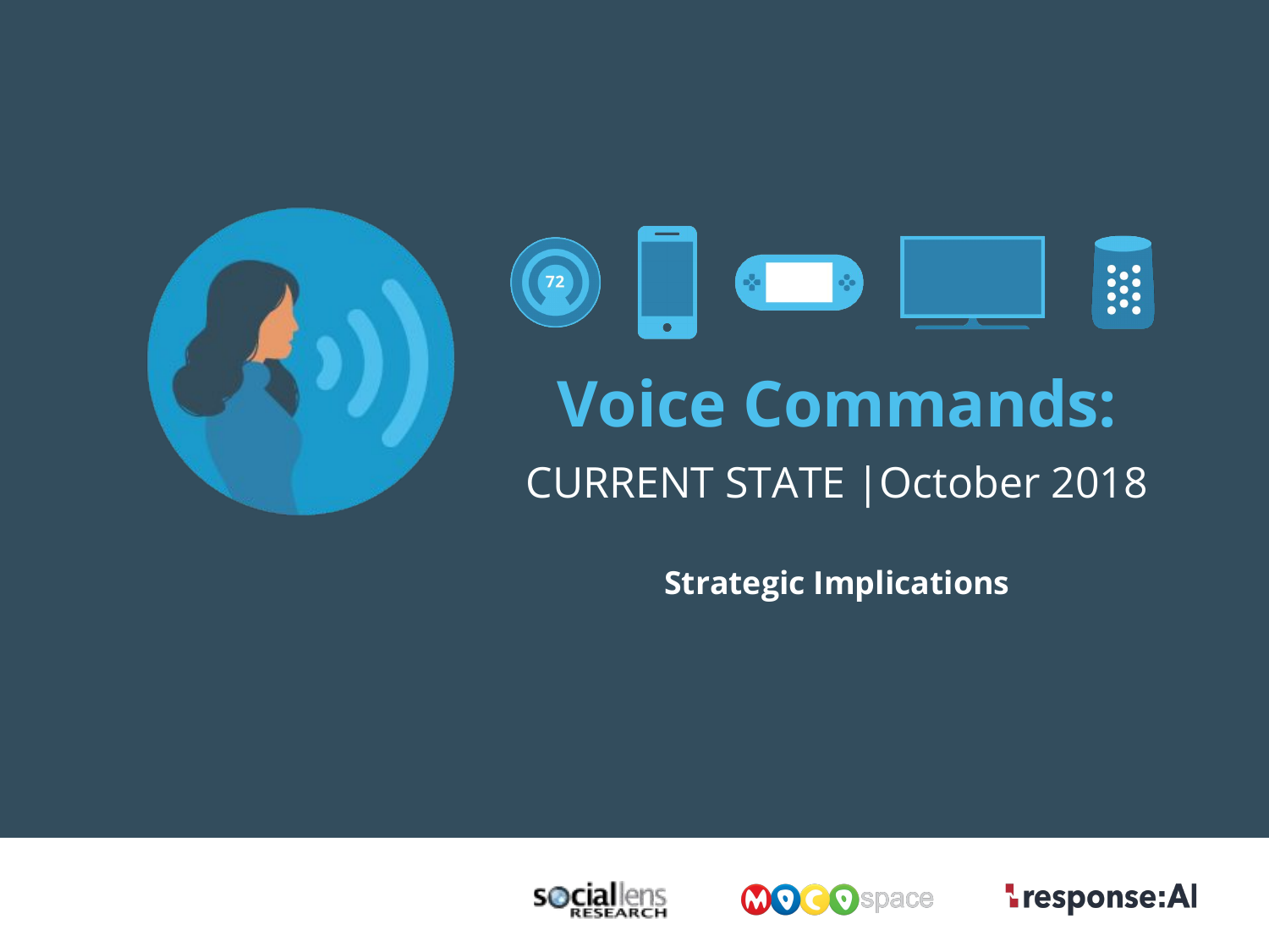# Voice Commands:

## CURRENT STATE | October 2018

**Strategic Implications**

socialens RESEARCH | MOCOspace | response:AI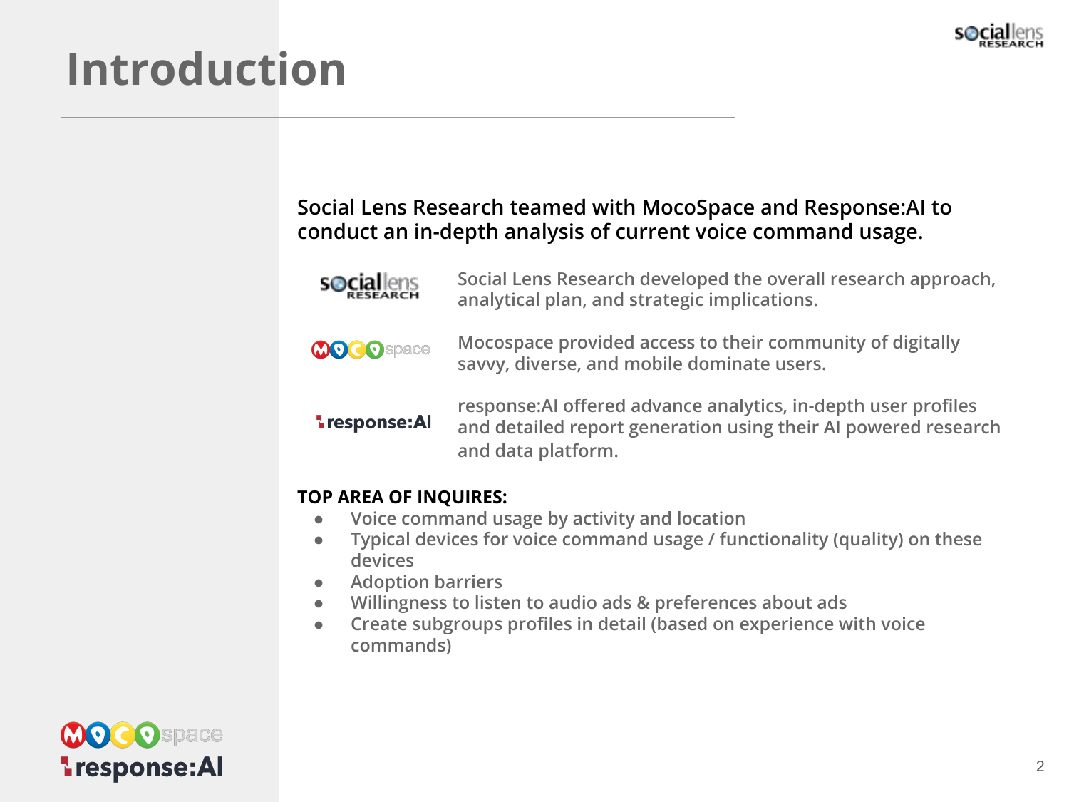# Introduction

**Social Lens Research teamed with MocoSpace and Response:AI to conduct an in-depth analysis of current voice command usage.**

Social Lens Research developed the overall research approach, analytical plan, and strategic implications.

Mocospace provided access to their community of digitally savvy, diverse, and mobile dominate users.

response:AI offered advance analytics, in-depth user profiles and detailed report generation using their AI powered research and data platform.

**TOP AREA OF INQUIRES:**

- Voice command usage by activity and location
- Typical devices for voice command usage / functionality (quality) on these devices
- Adoption barriers
- Willingness to listen to audio ads & preferences about ads
- Create subgroups profiles in detail (based on experience with voice commands)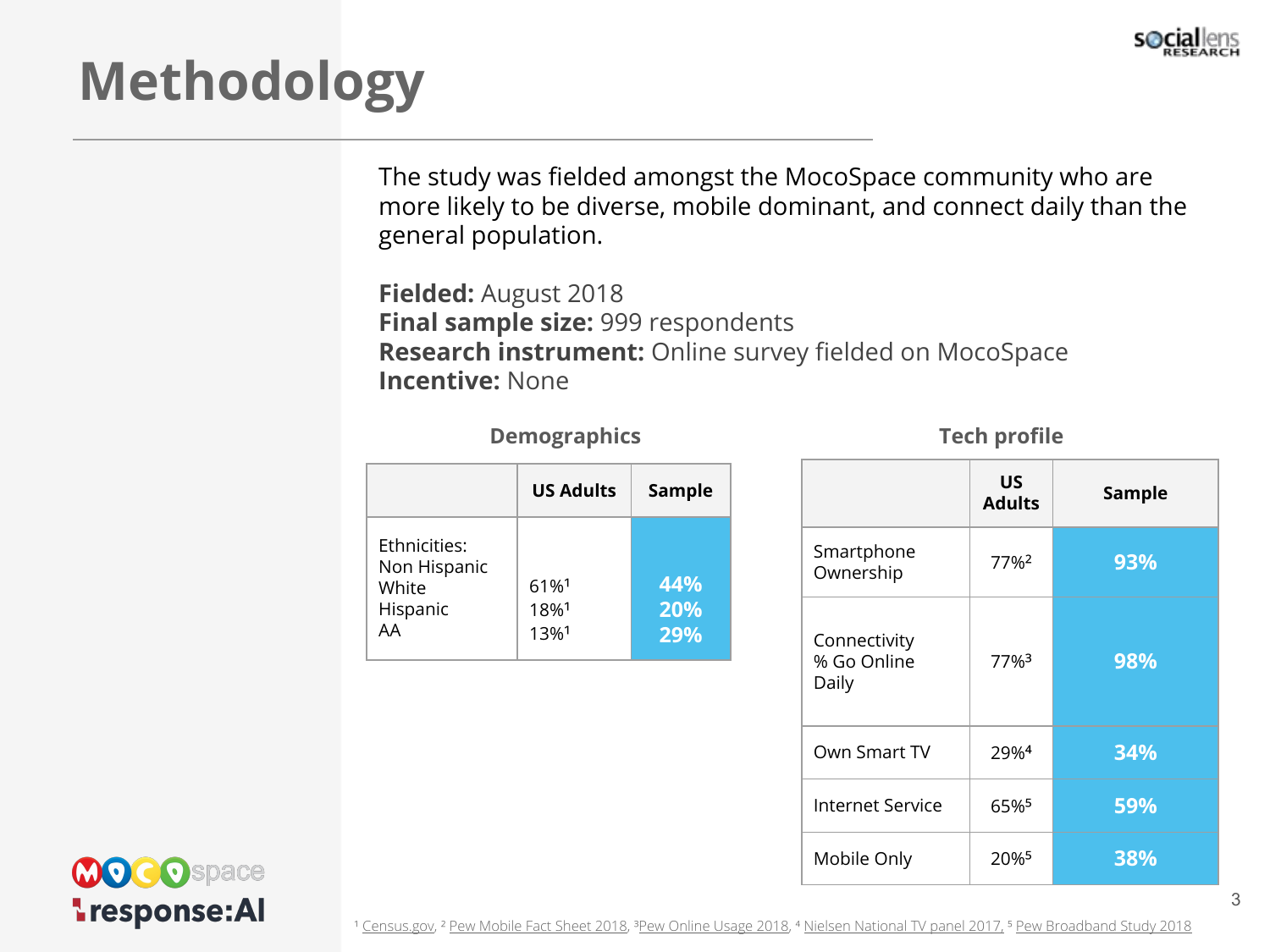# Methodology

The study was fielded amongst the MocoSpace community who are more likely to be diverse, mobile dominant, and connect daily than the general population.

**Fielded:** August 2018
**Final sample size:** 999 respondents
**Research instrument:** Online survey fielded on MocoSpace
**Incentive:** None

### Demographics

| | US Adults | Sample |
|---|---|---|
| Ethnicities: | | |
| Non Hispanic White | 61%[1] | 44% |
| Hispanic | 18%[1] | 20% |
| AA | 13%[1] | 29% |

### Tech profile

| | US Adults | Sample |
|---|---|---|
| Smartphone Ownership | 77%[2] | 93% |
| Connectivity % Go Online Daily | 77%[3] | 98% |
| Own Smart TV | 29%[4] | 34% |
| Internet Service | 65%[5] | 59% |
| Mobile Only | 20%[5] | 38% |

[1] Census.gov, [2] Pew Mobile Fact Sheet 2018, [3] Pew Online Usage 2018, [4] Nielsen National TV panel 2017, [5] Pew Broadband Study 2018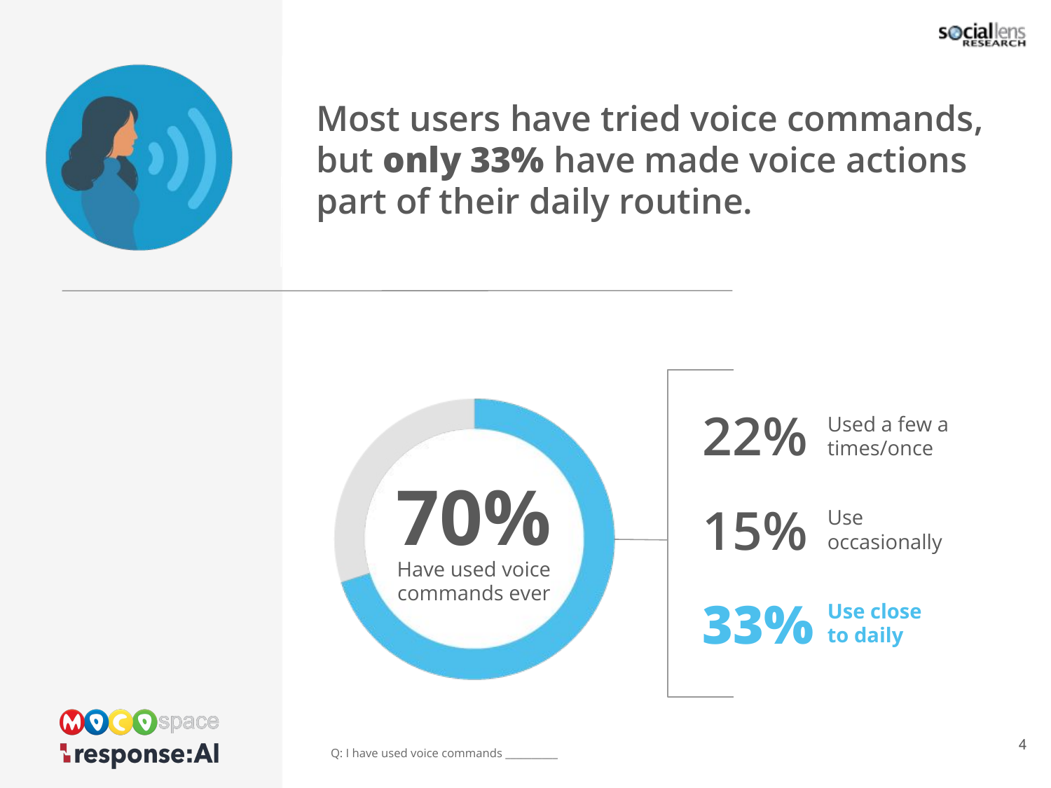# Most users have tried voice commands, but **only 33%** have made voice actions part of their daily routine.

**70%**
Have used voice commands ever

- **22%** Used a few a times/once
- **15%** Use occasionally
- **33%** **Use close to daily**

Q: I have used voice commands ________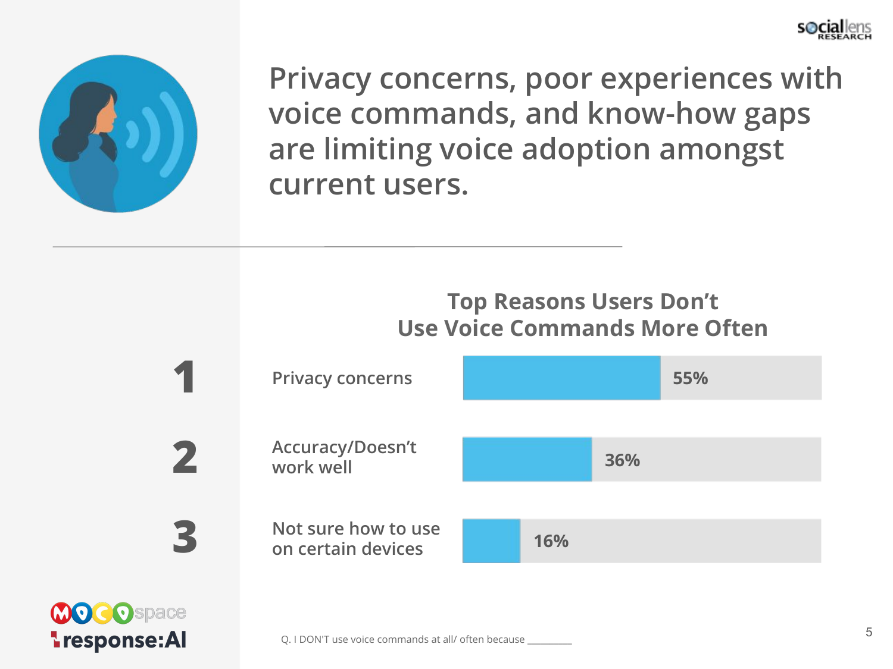# Privacy concerns, poor experiences with voice commands, and know-how gaps are limiting voice adoption amongst current users.

## Top Reasons Users Don't Use Voice Commands More Often

| Rank | Reason | Percentage |
|---|---|---|
| 1 | Privacy concerns | 55% |
| 2 | Accuracy/Doesn't work well | 36% |
| 3 | Not sure how to use on certain devices | 16% |

Q. I DON'T use voice commands at all/ often because ________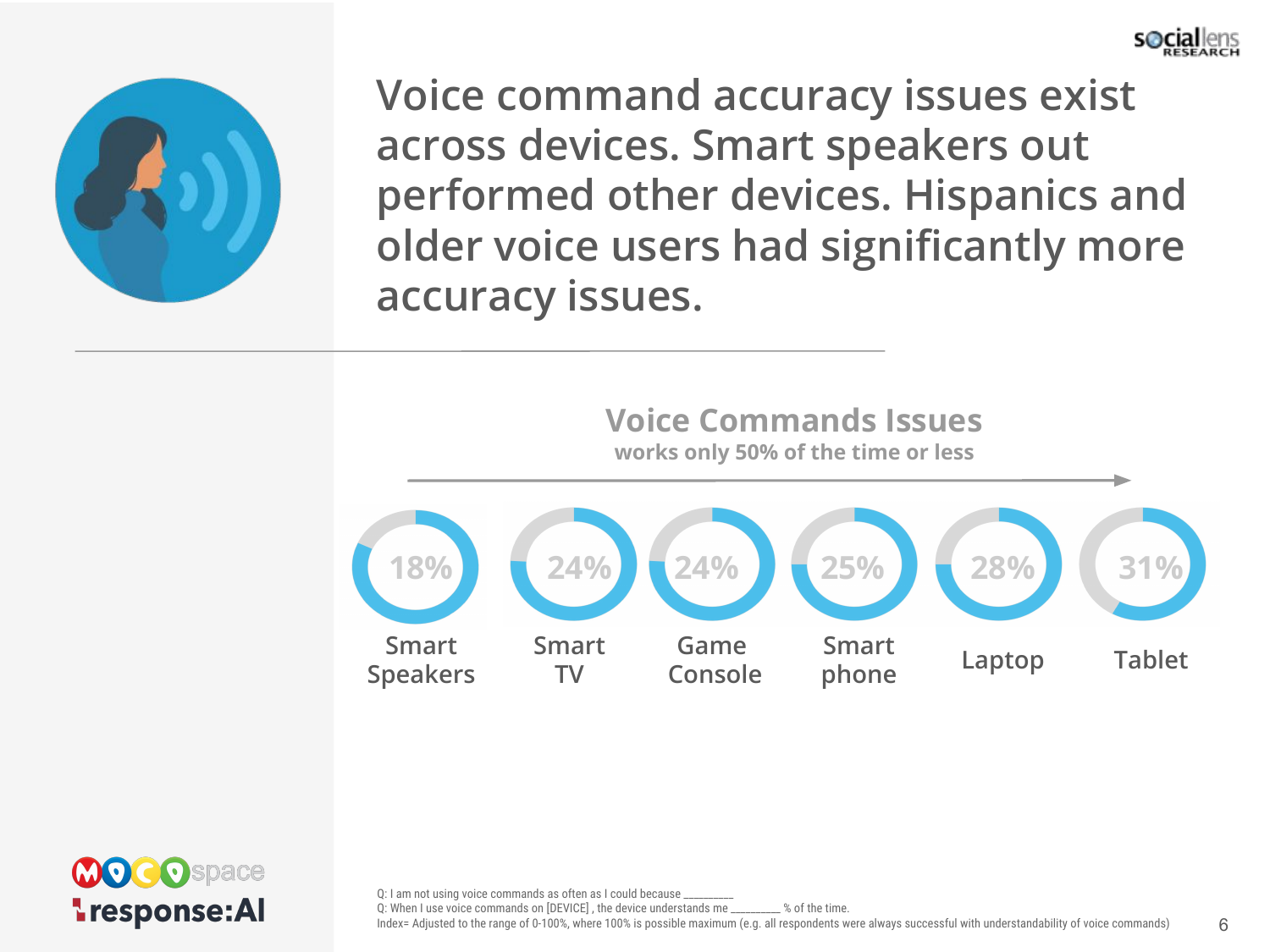# Voice command accuracy issues exist across devices. Smart speakers out performed other devices. Hispanics and older voice users had significantly more accuracy issues.

## Voice Commands Issues

works only 50% of the time or less

| Smart Speakers | Smart TV | Game Console | Smart phone | Laptop | Tablet |
|---|---|---|---|---|---|
| 18% | 24% | 24% | 25% | 28% | 31% |

Q: I am not using voice commands as often as I could because _________

Q: When I use voice commands on [DEVICE] , the device understands me _________ % of the time.

Index= Adjusted to the range of 0-100%, where 100% is possible maximum (e.g. all respondents were always successful with understandability of voice commands)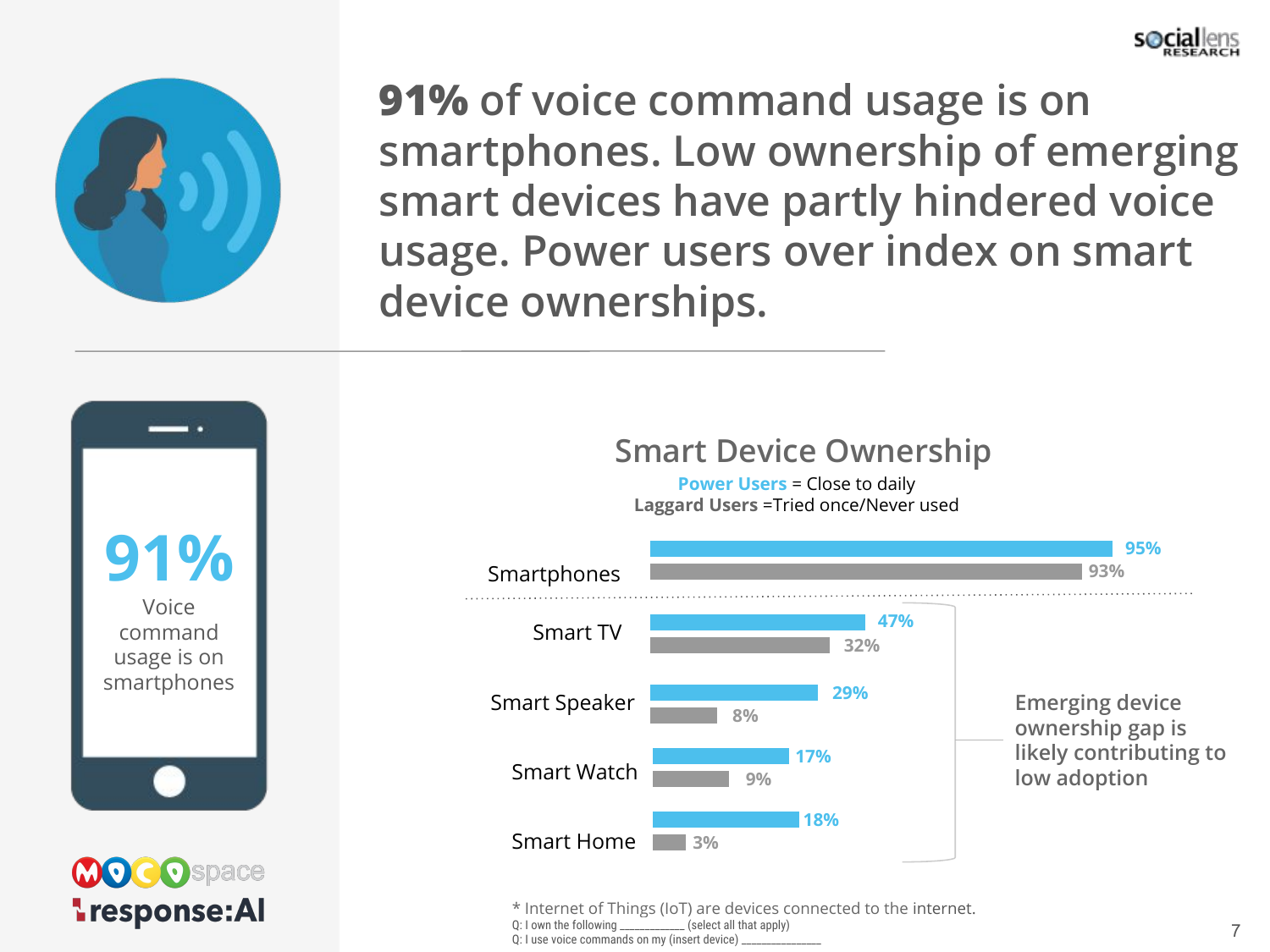# **91%** of voice command usage is on smartphones. Low ownership of emerging smart devices have partly hindered voice usage. Power users over index on smart device ownerships.

**91%**

Voice command usage is on smartphones

## Smart Device Ownership

**Power Users** = Close to daily
**Laggard Users** =Tried once/Never used

| Device | Power Users | Laggard Users |
|---|---|---|
| Smartphones | 95% | 93% |
| Smart TV | 47% | 32% |
| Smart Speaker | 29% | 8% |
| Smart Watch | 17% | 9% |
| Smart Home | 18% | 3% |

Emerging device ownership gap is likely contributing to low adoption

\* Internet of Things (IoT) are devices connected to the internet.
Q: I own the following ___________ (select all that apply)
Q: I use voice commands on my (insert device) ______________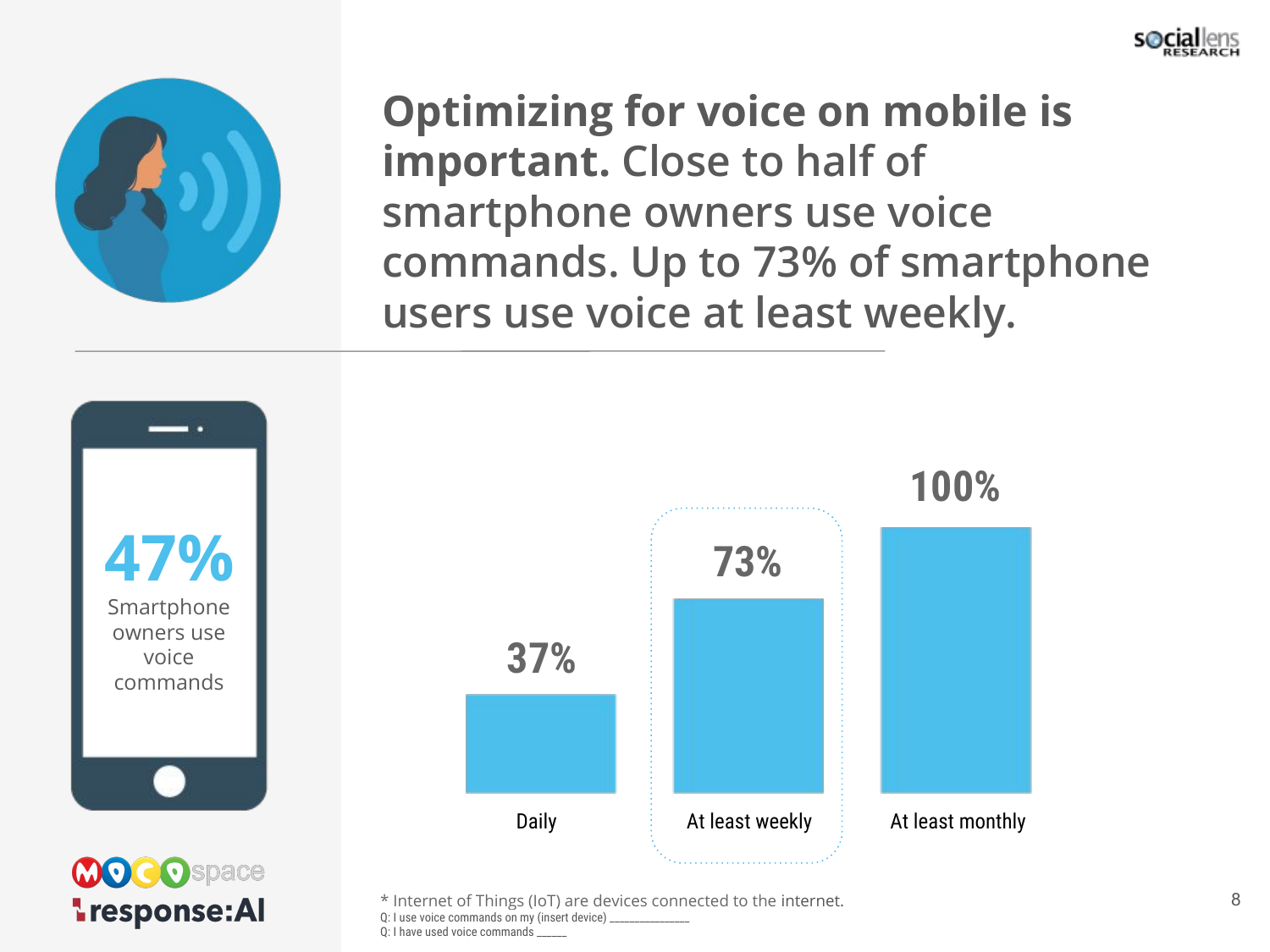# **Optimizing for voice on mobile is important.** Close to half of smartphone owners use voice commands. Up to 73% of smartphone users use voice at least weekly.

**47%**

Smartphone owners use voice commands

| Daily | At least weekly | At least monthly |
|---|---|---|
| 37% | 73% | 100% |

* Internet of Things (IoT) are devices connected to the internet.

Q: I use voice commands on my (insert device) _______________

Q: I have used voice commands ______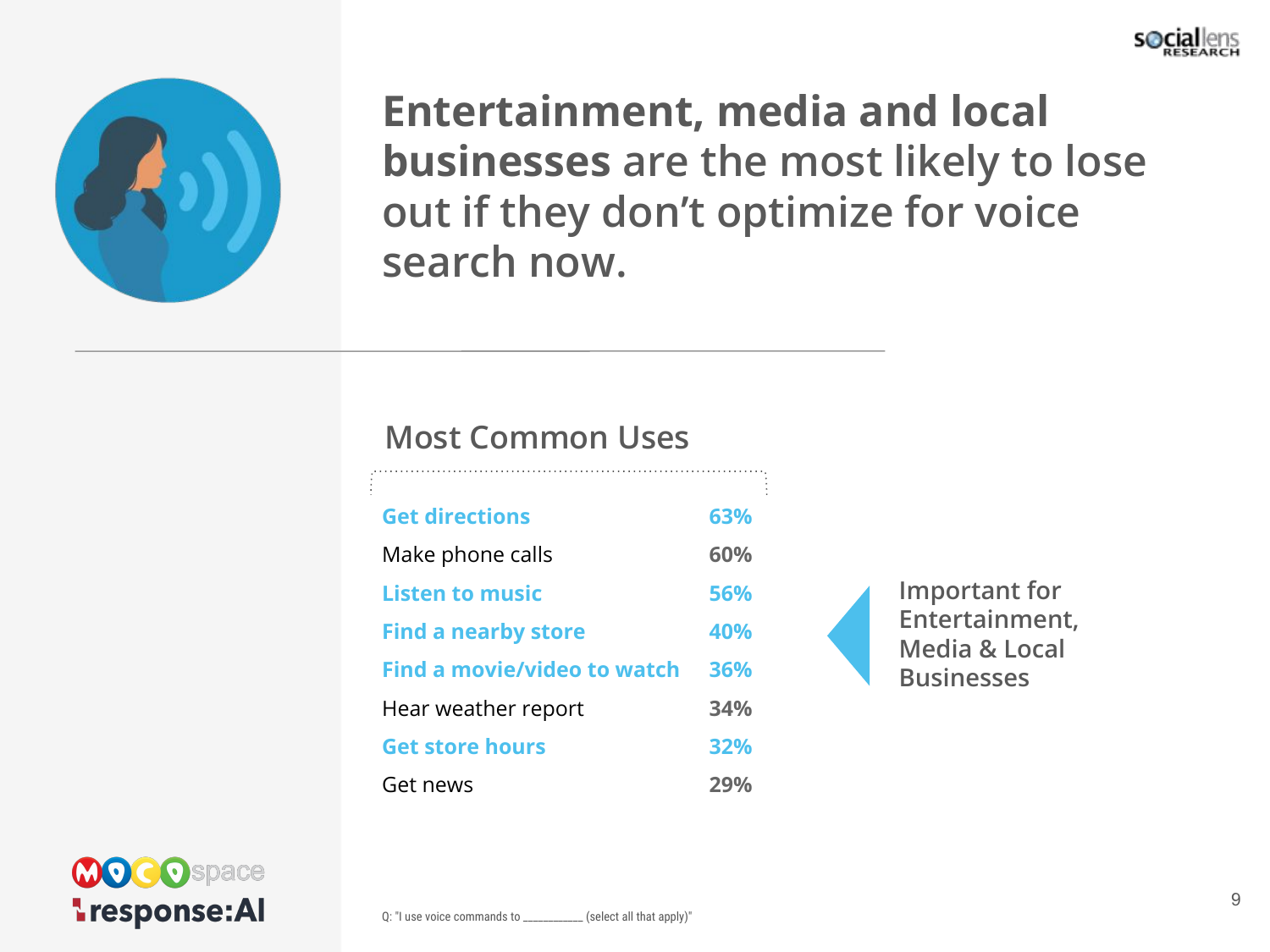# **Entertainment, media and local businesses** are the most likely to lose out if they don't optimize for voice search now.

## Most Common Uses

| | |
|---|---|
| **Get directions** | **63%** |
| Make phone calls | **60%** |
| **Listen to music** | **56%** |
| **Find a nearby store** | **40%** |
| **Find a movie/video to watch** | **36%** |
| Hear weather report | **34%** |
| **Get store hours** | **32%** |
| Get news | **29%** |

Important for Entertainment, Media & Local Businesses

Q: "I use voice commands to ___________ (select all that apply)"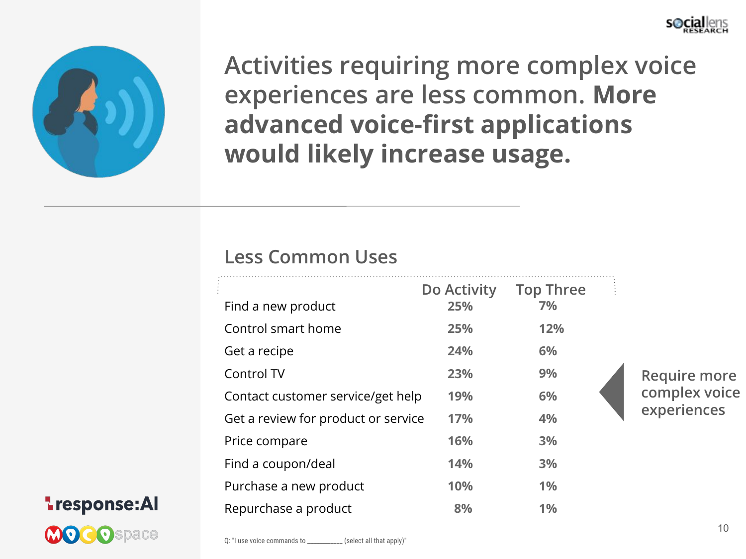# Activities requiring more complex voice experiences are less common. **More advanced voice-first applications would likely increase usage.**

## Less Common Uses

| | Do Activity | Top Three |
|---|---|---|
| Find a new product | 25% | 7% |
| Control smart home | 25% | 12% |
| Get a recipe | 24% | 6% |
| Control TV | 23% | 9% |
| Contact customer service/get help | 19% | 6% |
| Get a review for product or service | 17% | 4% |
| Price compare | 16% | 3% |
| Find a coupon/deal | 14% | 3% |
| Purchase a new product | 10% | 1% |
| Repurchase a product | 8% | 1% |

Require more complex voice experiences

Q: "I use voice commands to __________ (select all that apply)"

response:AI

MOCOspace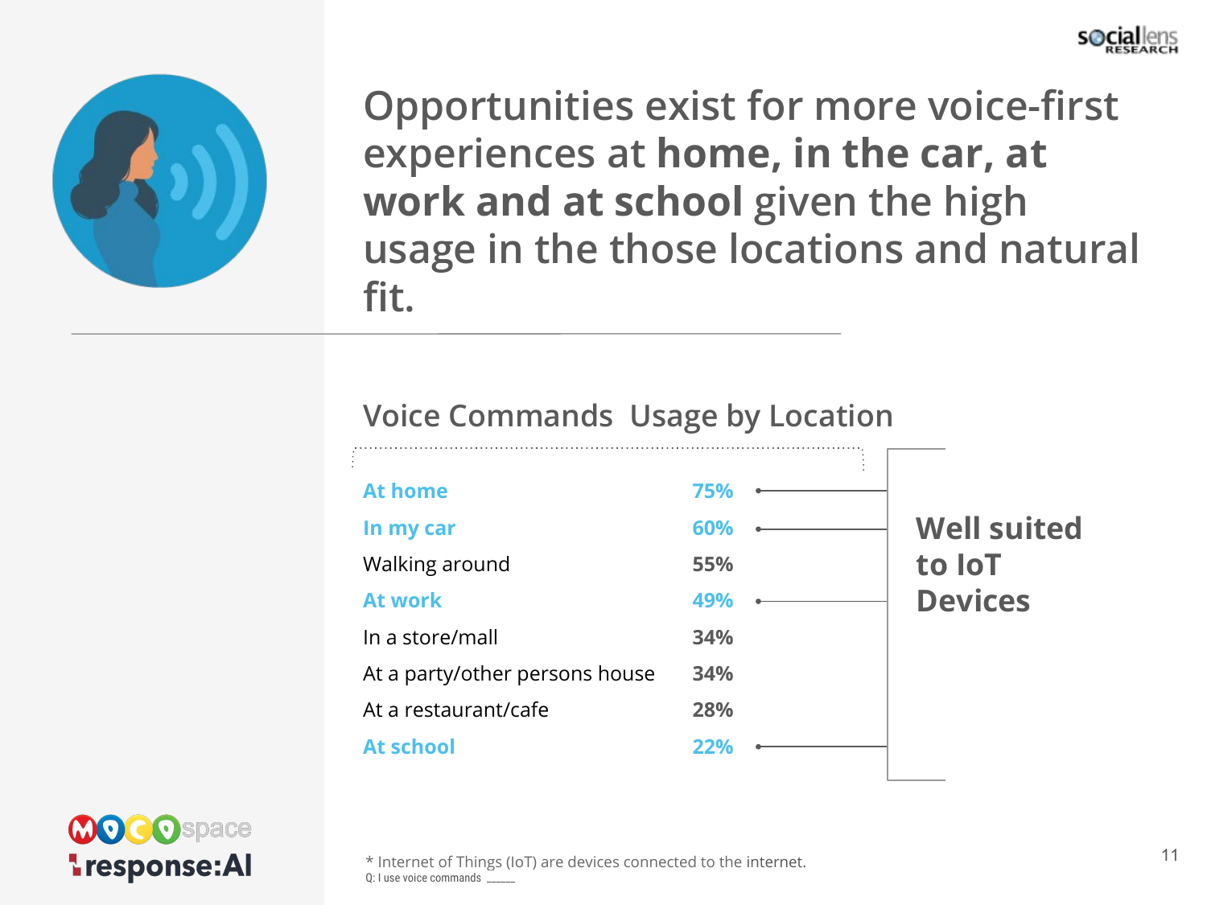# Opportunities exist for more voice-first experiences at **home, in the car, at work and at school** given the high usage in the those locations and natural fit.

## Voice Commands Usage by Location

| Location | % |
|---|---|
| **At home** | **75%** |
| **In my car** | **60%** |
| Walking around | 55% |
| **At work** | **49%** |
| In a store/mall | 34% |
| At a party/other persons house | 34% |
| At a restaurant/cafe | 28% |
| **At school** | **22%** |

**Well suited to IoT Devices** (At home, In my car, At work, At school)

\* Internet of Things (IoT) are devices connected to the internet.

Q: I use voice commands ______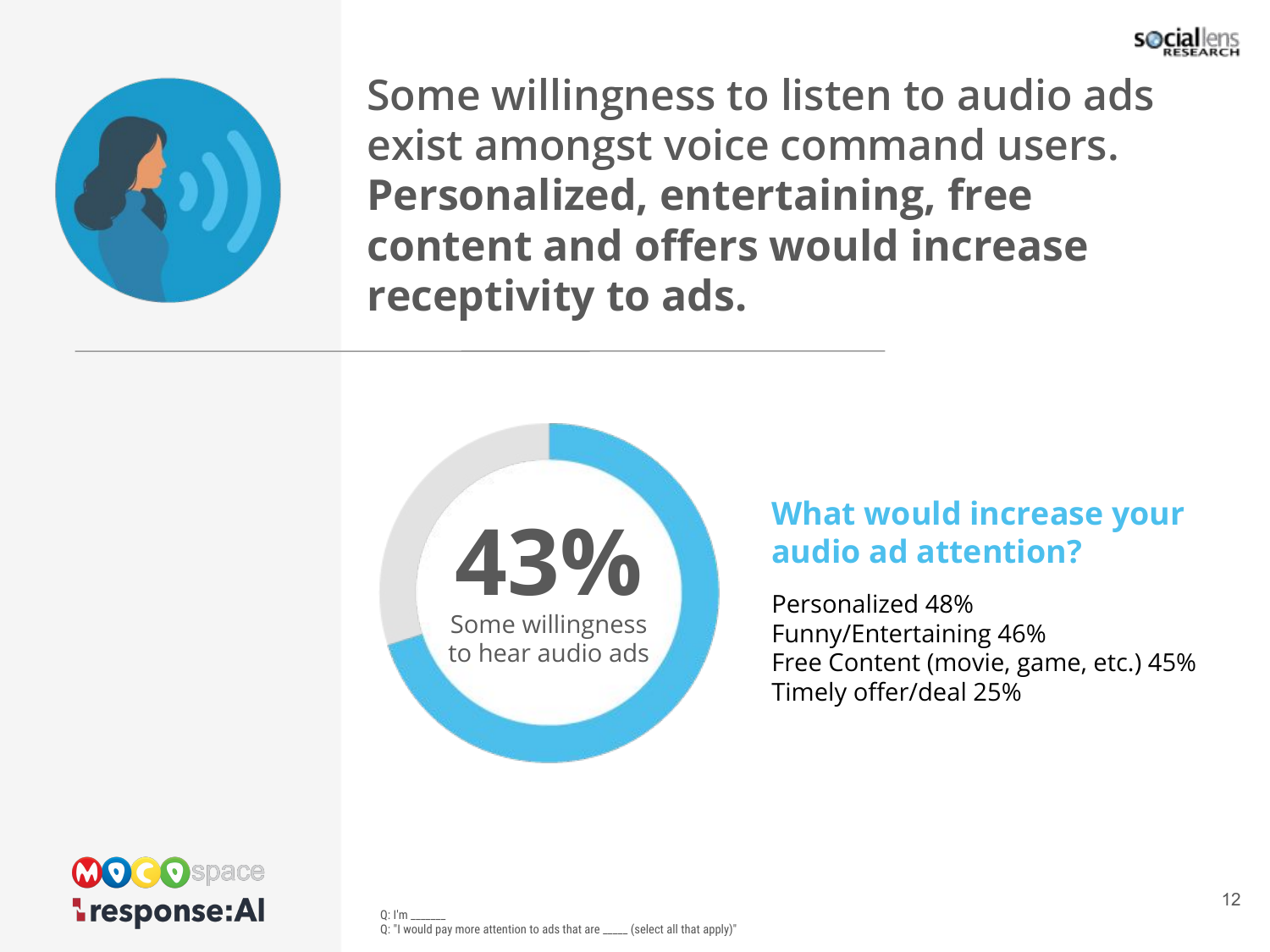# Some willingness to listen to audio ads exist amongst voice command users. **Personalized, entertaining, free content and offers would increase receptivity to ads.**

**43%**

Some willingness to hear audio ads

## What would increase your audio ad attention?

Personalized 48%
Funny/Entertaining 46%
Free Content (movie, game, etc.) 45%
Timely offer/deal 25%

Q: I'm ______
Q: "I would pay more attention to ads that are _____ (select all that apply)"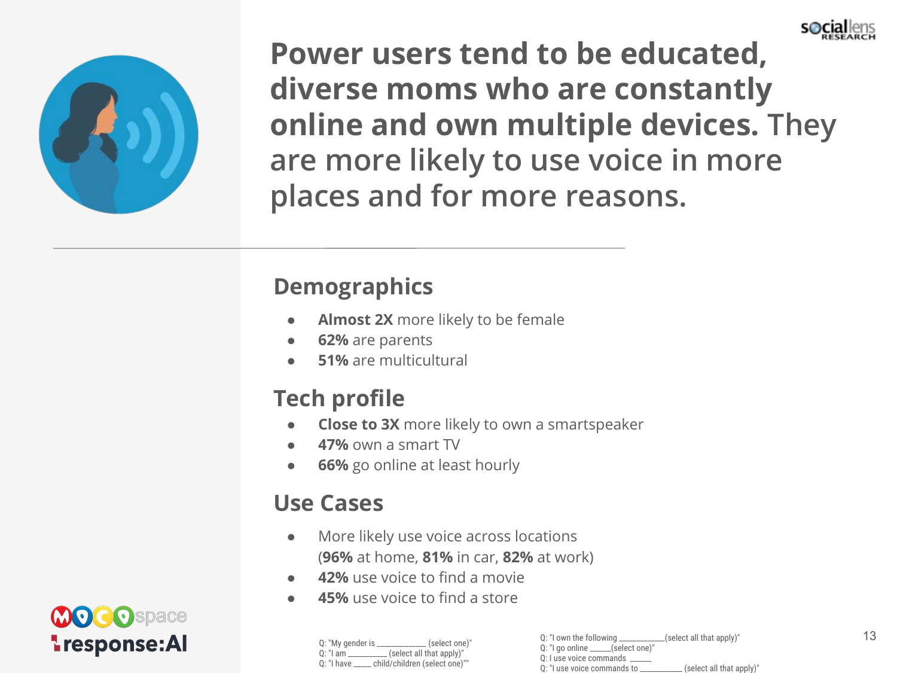# **Power users tend to be educated, diverse moms who are constantly online and own multiple devices.** They are more likely to use voice in more places and for more reasons.

## Demographics

- **Almost 2X** more likely to be female
- **62%** are parents
- **51%** are multicultural

## Tech profile

- **Close to 3X** more likely to own a smartspeaker
- **47%** own a smart TV
- **66%** go online at least hourly

## Use Cases

- More likely use voice across locations (**96%** at home, **81%** in car, **82%** at work)
- **42%** use voice to find a movie
- **45%** use voice to find a store

Q: "My gender is ____________ (select one)"
Q: "I am _________ (select all that apply)"
Q: "I have _____ child/children (select one)""

Q: "I own the following ___________(select all that apply)"
Q: "I go online _____(select one)"
Q: I use voice commands _____
Q: "I use voice commands to __________ (select all that apply)"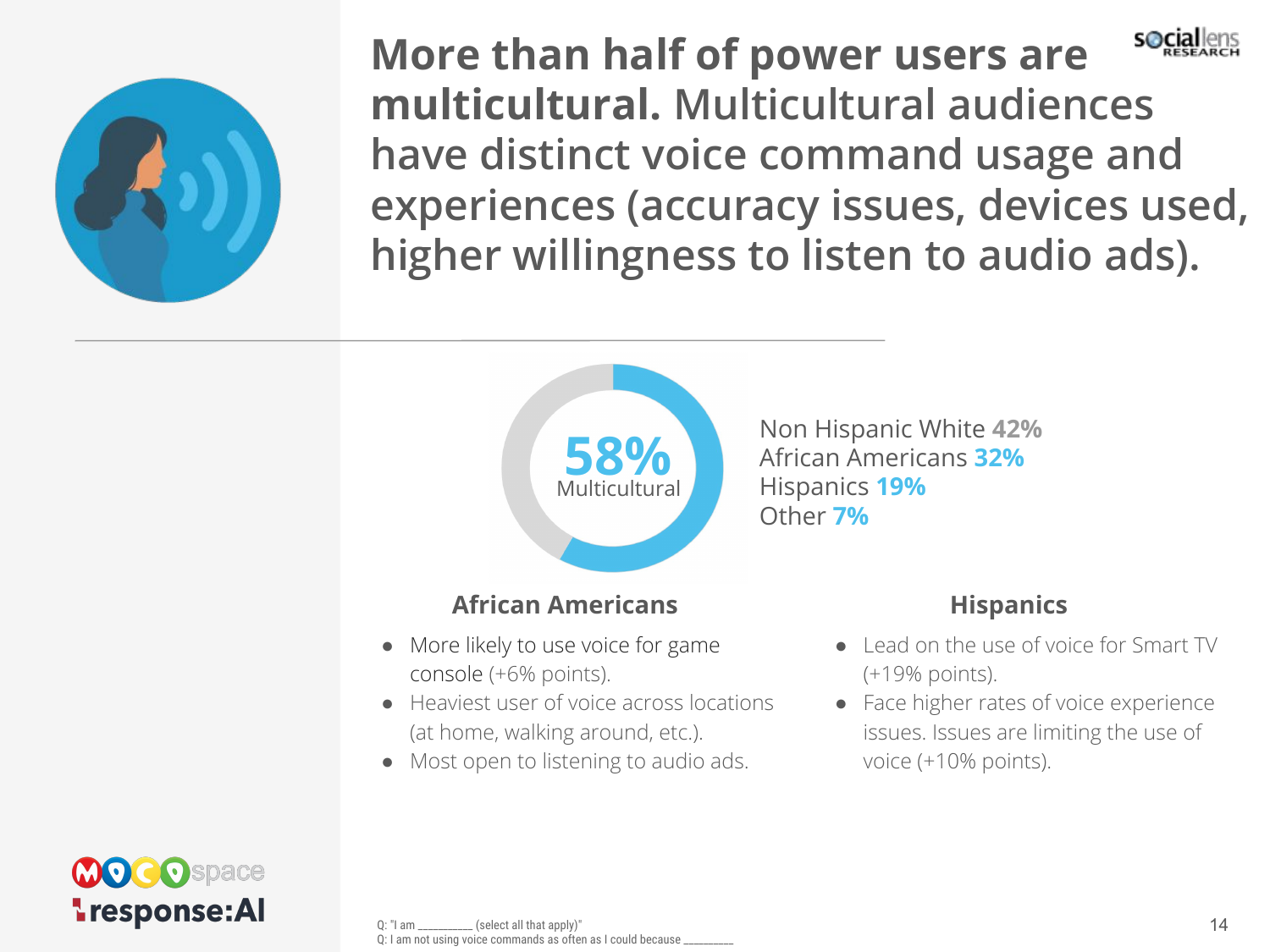# **More than half of power users are multicultural.** Multicultural audiences have distinct voice command usage and experiences (accuracy issues, devices used, higher willingness to listen to audio ads).

**58%** Multicultural

Non Hispanic White **42%**
African Americans **32%**
Hispanics **19%**
Other **7%**

### African Americans

- More likely to use voice for game console (+6% points).
- Heaviest user of voice across locations (at home, walking around, etc.).
- Most open to listening to audio ads.

### Hispanics

- Lead on the use of voice for Smart TV (+19% points).
- Face higher rates of voice experience issues. Issues are limiting the use of voice (+10% points).

Q: "I am __________ (select all that apply)"
Q: I am not using voice commands as often as I could because _________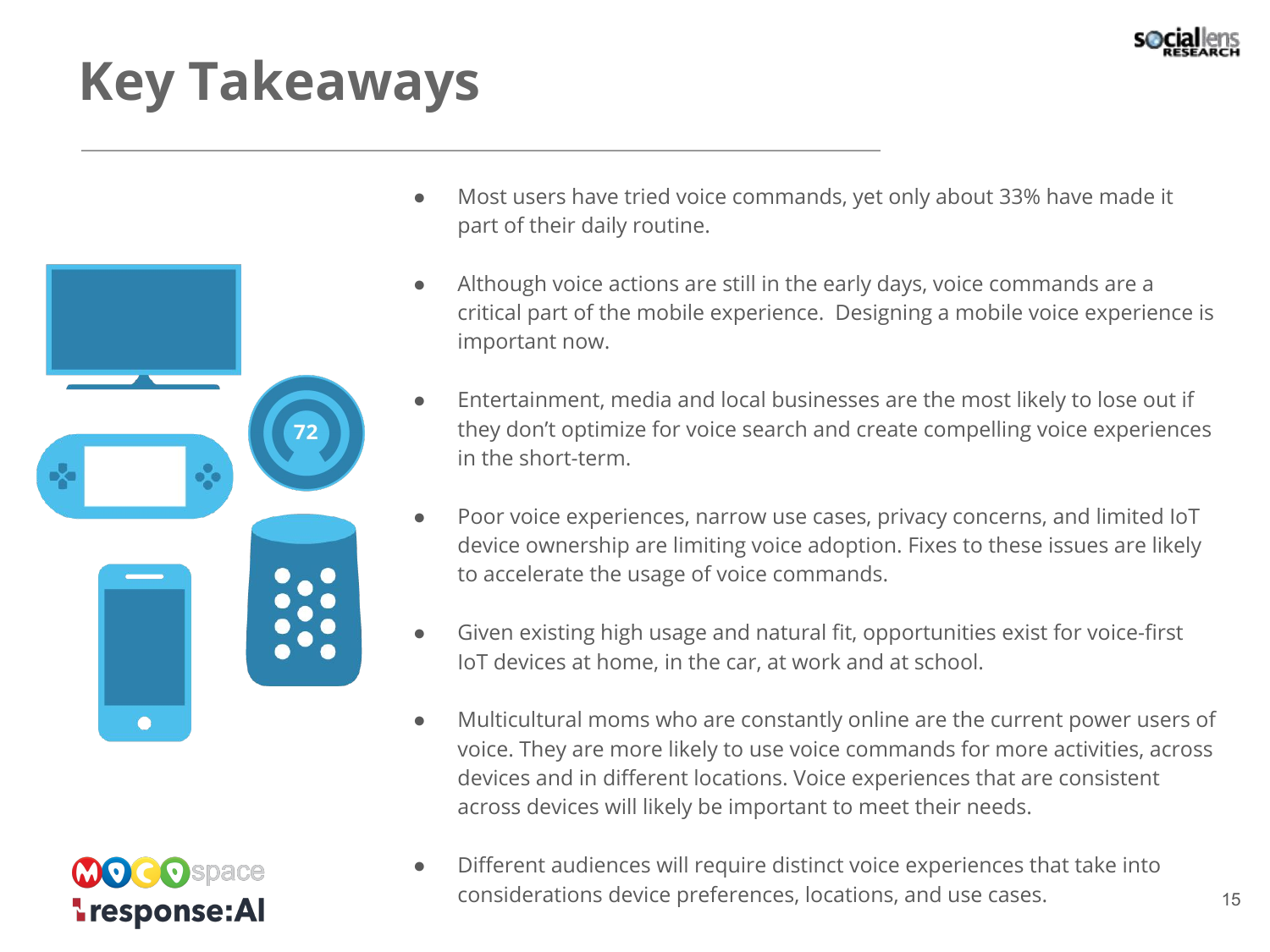# Key Takeaways

- Most users have tried voice commands, yet only about 33% have made it part of their daily routine.
- Although voice actions are still in the early days, voice commands are a critical part of the mobile experience. Designing a mobile voice experience is important now.
- Entertainment, media and local businesses are the most likely to lose out if they don't optimize for voice search and create compelling voice experiences in the short-term.
- Poor voice experiences, narrow use cases, privacy concerns, and limited IoT device ownership are limiting voice adoption. Fixes to these issues are likely to accelerate the usage of voice commands.
- Given existing high usage and natural fit, opportunities exist for voice-first IoT devices at home, in the car, at work and at school.
- Multicultural moms who are constantly online are the current power users of voice. They are more likely to use voice commands for more activities, across devices and in different locations. Voice experiences that are consistent across devices will likely be important to meet their needs.
- Different audiences will require distinct voice experiences that take into considerations device preferences, locations, and use cases.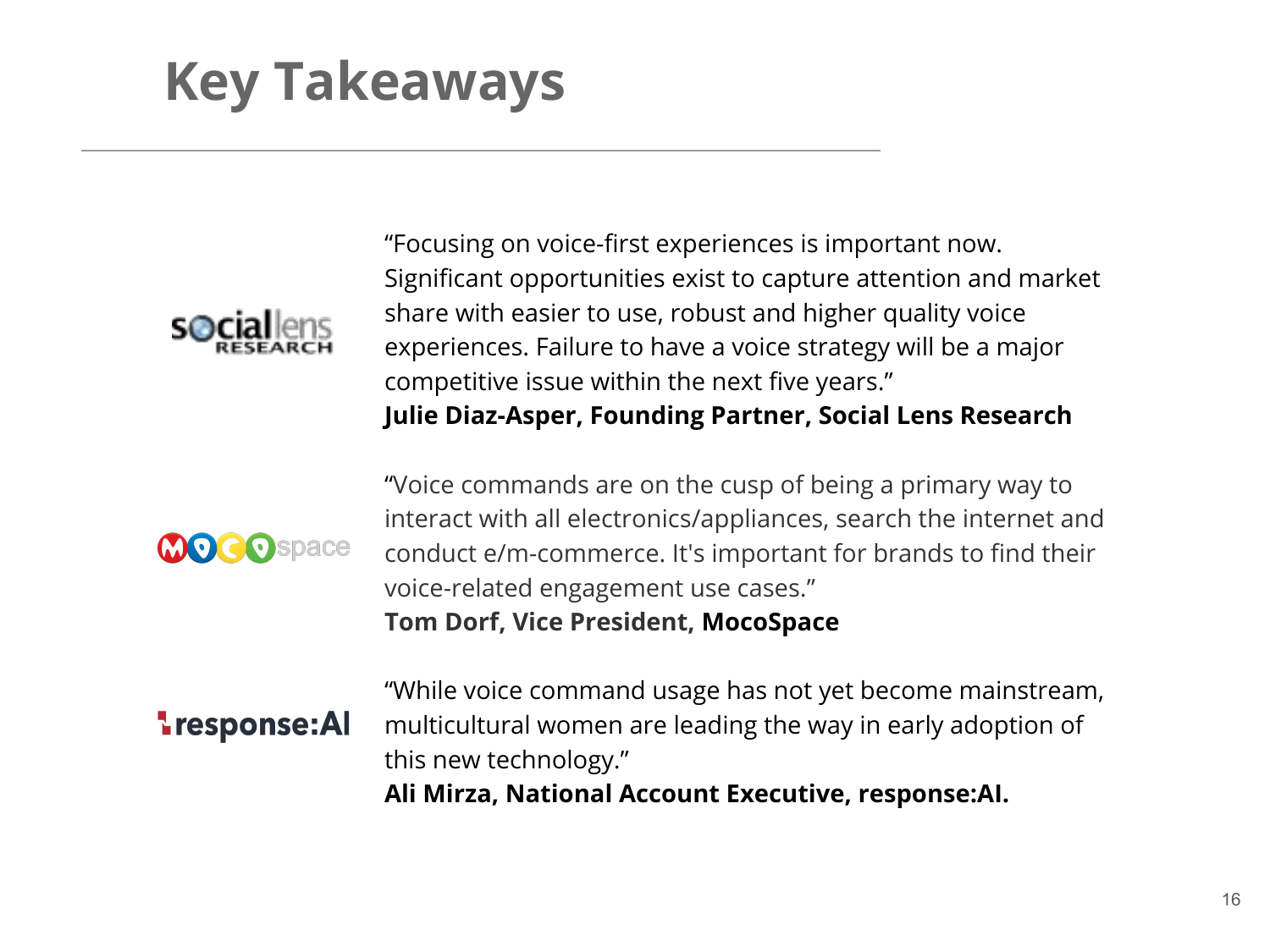# Key Takeaways

"Focusing on voice-first experiences is important now. Significant opportunities exist to capture attention and market share with easier to use, robust and higher quality voice experiences. Failure to have a voice strategy will be a major competitive issue within the next five years."
**Julie Diaz-Asper, Founding Partner, Social Lens Research**

"Voice commands are on the cusp of being a primary way to interact with all electronics/appliances, search the internet and conduct e/m-commerce. It's important for brands to find their voice-related engagement use cases."
**Tom Dorf, Vice President, MocoSpace**

"While voice command usage has not yet become mainstream, multicultural women are leading the way in early adoption of this new technology."
**Ali Mirza, National Account Executive, response:AI.**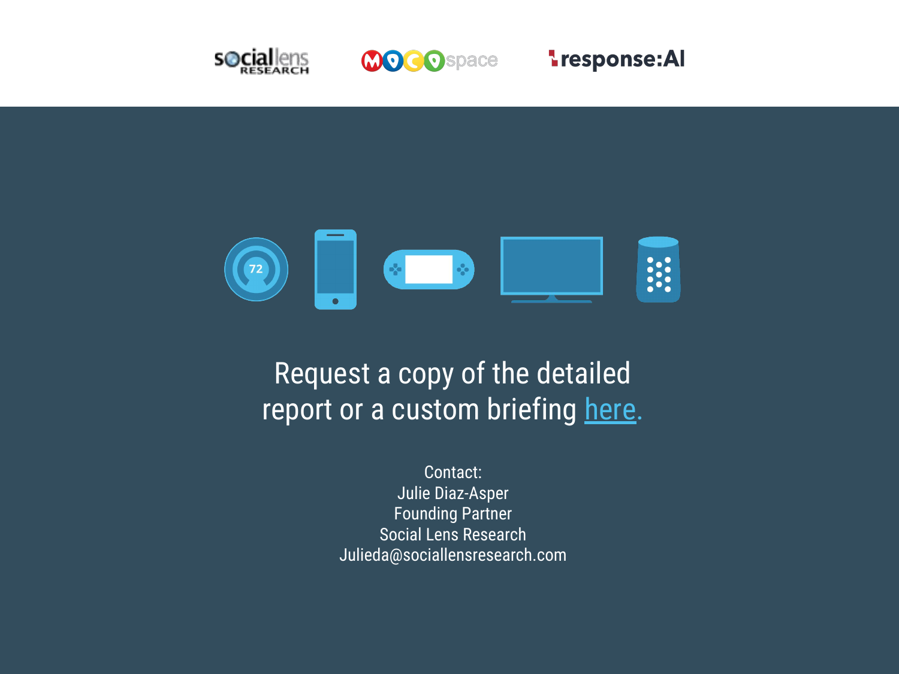Request a copy of the detailed report or a custom briefing here.

Contact:
Julie Diaz-Asper
Founding Partner
Social Lens Research
Julieda@sociallensresearch.com